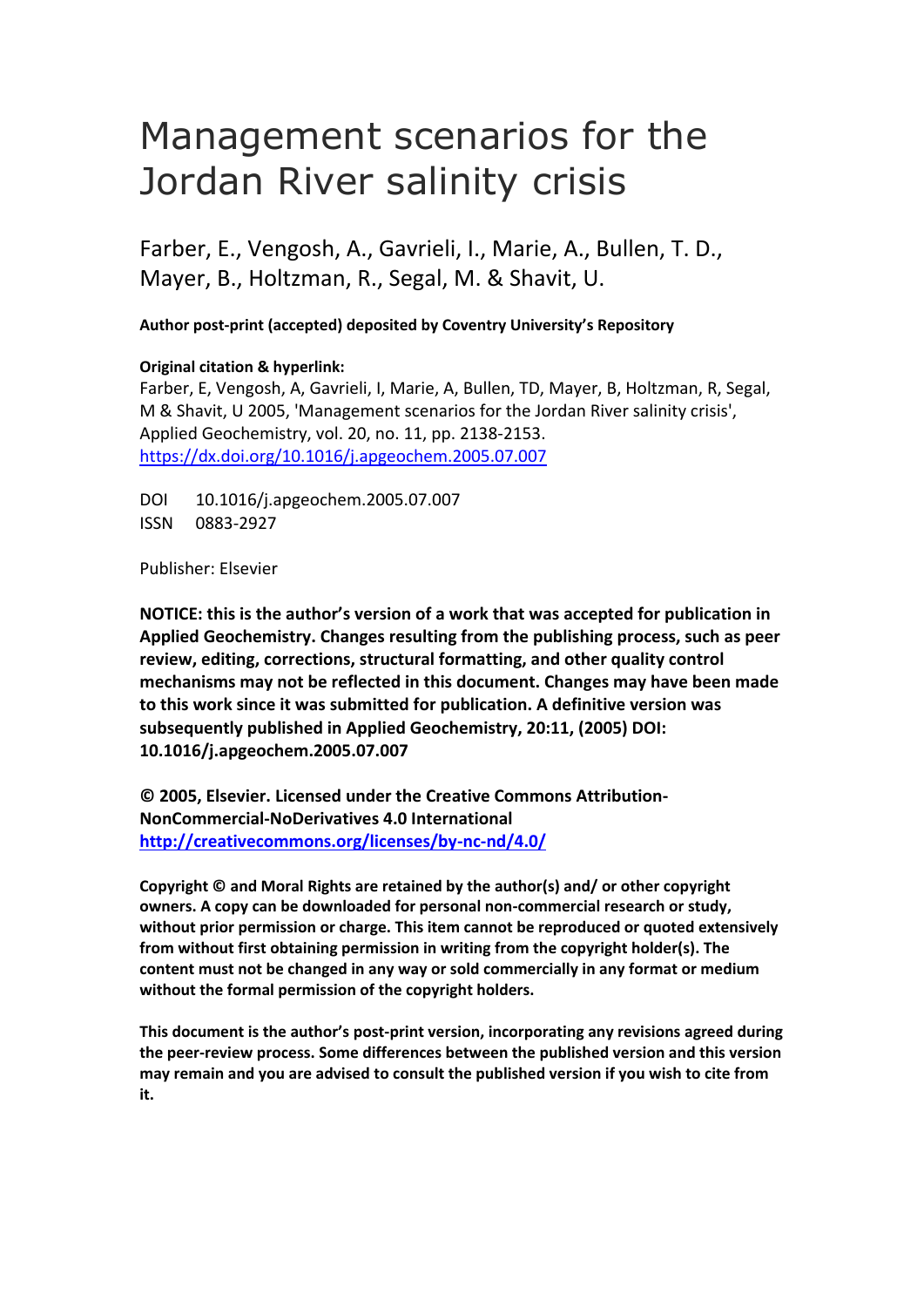# Management scenarios for the Jordan River salinity crisis

Farber, E., Vengosh, A., Gavrieli, I., Marie, A., Bullen, T. D., Mayer, B., Holtzman, R., Segal, M. & Shavit, U.

**Author post-print (accepted) deposited by Coventry University's Repository**

**Original citation & hyperlink:**

Farber, E, Vengosh, A, Gavrieli, I, Marie, A, Bullen, TD, Mayer, B, Holtzman, R, Segal, M & Shavit, U 2005, 'Management scenarios for the Jordan River salinity crisis', Applied Geochemistry, vol. 20, no. 11, pp. 2138-2153.
https://dx.doi.org/10.1016/j.apgeochem.2005.07.007

DOI 10.1016/j.apgeochem.2005.07.007
ISSN 0883-2927

Publisher: Elsevier

**NOTICE: this is the author's version of a work that was accepted for publication in Applied Geochemistry. Changes resulting from the publishing process, such as peer review, editing, corrections, structural formatting, and other quality control mechanisms may not be reflected in this document. Changes may have been made to this work since it was submitted for publication. A definitive version was subsequently published in Applied Geochemistry, 20:11, (2005) DOI: 10.1016/j.apgeochem.2005.07.007**

**© 2005, Elsevier. Licensed under the Creative Commons Attribution-NonCommercial-NoDerivatives 4.0 International**
**http://creativecommons.org/licenses/by-nc-nd/4.0/**

**Copyright © and Moral Rights are retained by the author(s) and/ or other copyright owners. A copy can be downloaded for personal non-commercial research or study, without prior permission or charge. This item cannot be reproduced or quoted extensively from without first obtaining permission in writing from the copyright holder(s). The content must not be changed in any way or sold commercially in any format or medium without the formal permission of the copyright holders.**

**This document is the author's post-print version, incorporating any revisions agreed during the peer-review process. Some differences between the published version and this version may remain and you are advised to consult the published version if you wish to cite from it.**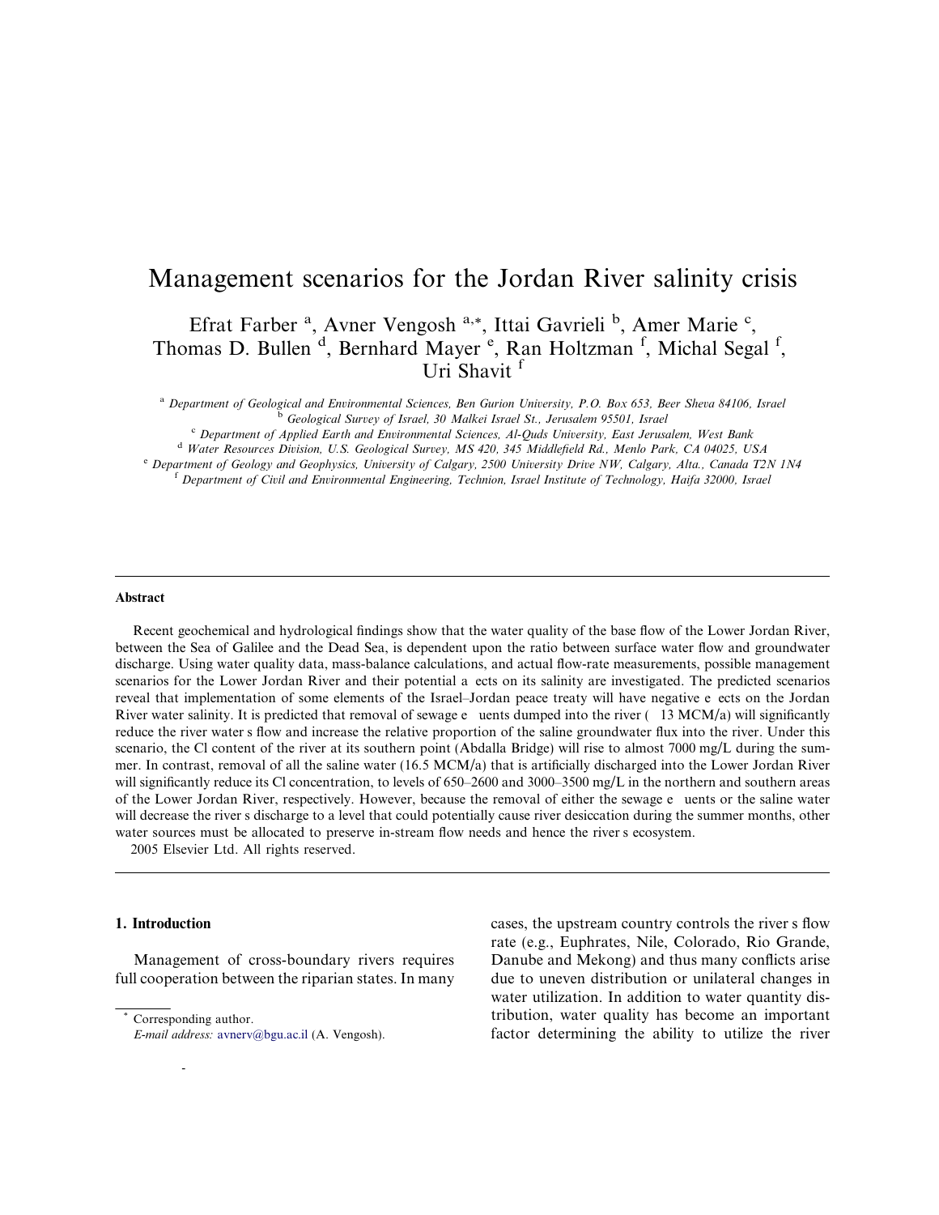# Management scenarios for the Jordan River salinity crisis

Efrat Farber [a], Avner Vengosh [a,*], Ittai Gavrieli [b], Amer Marie [c], Thomas D. Bullen [d], Bernhard Mayer [e], Ran Holtzman [f], Michal Segal [f], Uri Shavit [f]

[a] *Department of Geological and Environmental Sciences, Ben Gurion University, P.O. Box 653, Beer Sheva 84106, Israel*
[b] *Geological Survey of Israel, 30 Malkei Israel St., Jerusalem 95501, Israel*
[c] *Department of Applied Earth and Environmental Sciences, Al-Quds University, East Jerusalem, West Bank*
[d] *Water Resources Division, U.S. Geological Survey, MS 420, 345 Middlefield Rd., Menlo Park, CA 04025, USA*
[e] *Department of Geology and Geophysics, University of Calgary, 2500 University Drive NW, Calgary, Alta., Canada T2N 1N4*
[f] *Department of Civil and Environmental Engineering, Technion, Israel Institute of Technology, Haifa 32000, Israel*

---

### Abstract

Recent geochemical and hydrological findings show that the water quality of the base flow of the Lower Jordan River, between the Sea of Galilee and the Dead Sea, is dependent upon the ratio between surface water flow and groundwater discharge. Using water quality data, mass-balance calculations, and actual flow-rate measurements, possible management scenarios for the Lower Jordan River and their potential a ects on its salinity are investigated. The predicted scenarios reveal that implementation of some elements of the Israel–Jordan peace treaty will have negative e ects on the Jordan River water salinity. It is predicted that removal of sewage e uents dumped into the river ( 13 MCM/a) will significantly reduce the river water s flow and increase the relative proportion of the saline groundwater flux into the river. Under this scenario, the Cl content of the river at its southern point (Abdalla Bridge) will rise to almost 7000 mg/L during the summer. In contrast, removal of all the saline water (16.5 MCM/a) that is artificially discharged into the Lower Jordan River will significantly reduce its Cl concentration, to levels of 650–2600 and 3000–3500 mg/L in the northern and southern areas of the Lower Jordan River, respectively. However, because the removal of either the sewage e uents or the saline water will decrease the river s discharge to a level that could potentially cause river desiccation during the summer months, other water sources must be allocated to preserve in-stream flow needs and hence the river s ecosystem.

2005 Elsevier Ltd. All rights reserved.

---

## 1. Introduction

Management of cross-boundary rivers requires full cooperation between the riparian states. In many cases, the upstream country controls the river s flow rate (e.g., Euphrates, Nile, Colorado, Rio Grande, Danube and Mekong) and thus many conflicts arise due to uneven distribution or unilateral changes in water utilization. In addition to water quantity distribution, water quality has become an important factor determining the ability to utilize the river

\* Corresponding author.
*E-mail address:* avnerv@bgu.ac.il (A. Vengosh).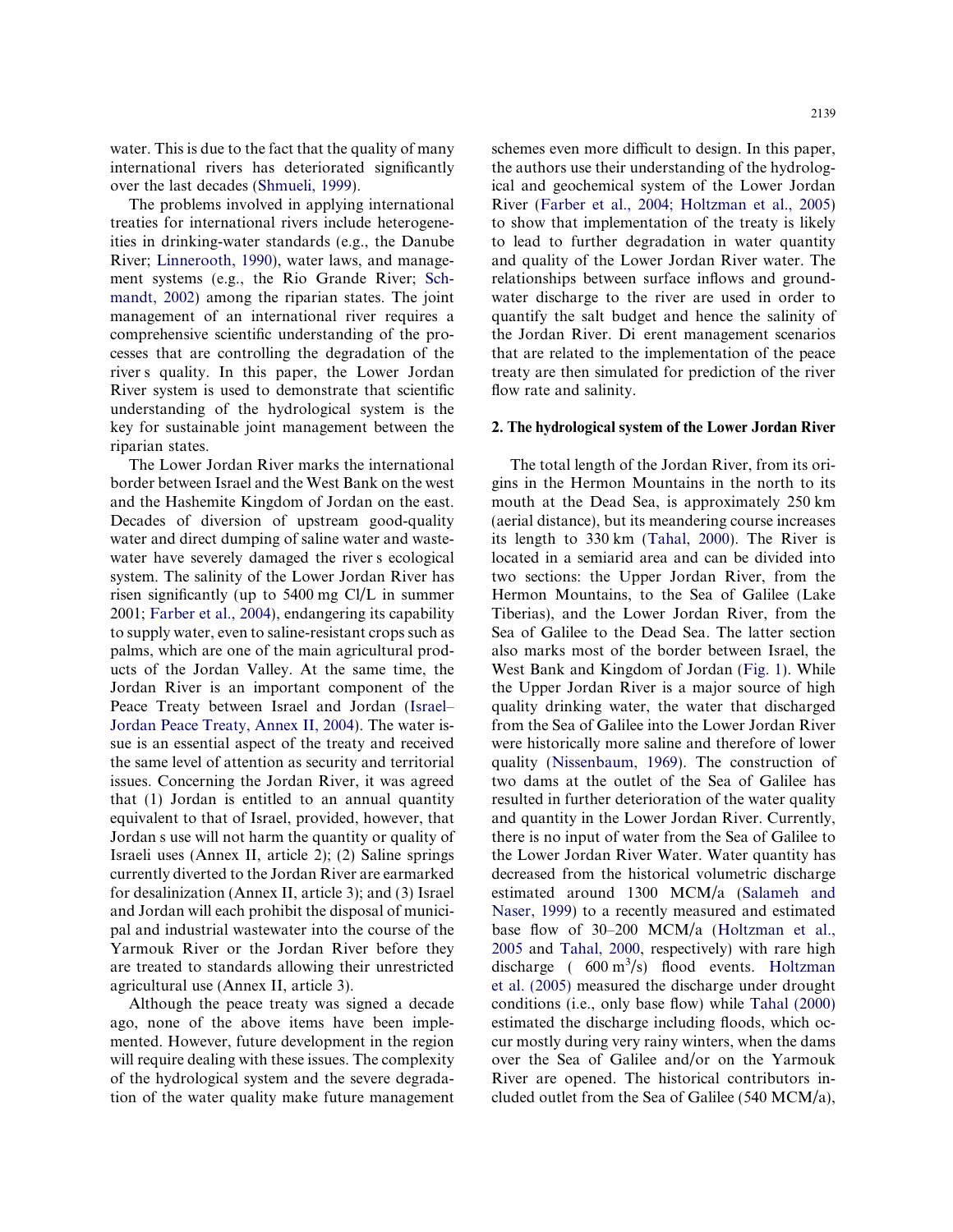water. This is due to the fact that the quality of many international rivers has deteriorated significantly over the last decades (Shmueli, 1999).

The problems involved in applying international treaties for international rivers include heterogeneities in drinking-water standards (e.g., the Danube River; Linnerooth, 1990), water laws, and management systems (e.g., the Rio Grande River; Schmandt, 2002) among the riparian states. The joint management of an international river requires a comprehensive scientific understanding of the processes that are controlling the degradation of the river s quality. In this paper, the Lower Jordan River system is used to demonstrate that scientific understanding of the hydrological system is the key for sustainable joint management between the riparian states.

The Lower Jordan River marks the international border between Israel and the West Bank on the west and the Hashemite Kingdom of Jordan on the east. Decades of diversion of upstream good-quality water and direct dumping of saline water and wastewater have severely damaged the river s ecological system. The salinity of the Lower Jordan River has risen significantly (up to 5400 mg Cl/L in summer 2001; Farber et al., 2004), endangering its capability to supply water, even to saline-resistant crops such as palms, which are one of the main agricultural products of the Jordan Valley. At the same time, the Jordan River is an important component of the Peace Treaty between Israel and Jordan (Israel–Jordan Peace Treaty, Annex II, 2004). The water issue is an essential aspect of the treaty and received the same level of attention as security and territorial issues. Concerning the Jordan River, it was agreed that (1) Jordan is entitled to an annual quantity equivalent to that of Israel, provided, however, that Jordan s use will not harm the quantity or quality of Israeli uses (Annex II, article 2); (2) Saline springs currently diverted to the Jordan River are earmarked for desalinization (Annex II, article 3); and (3) Israel and Jordan will each prohibit the disposal of municipal and industrial wastewater into the course of the Yarmouk River or the Jordan River before they are treated to standards allowing their unrestricted agricultural use (Annex II, article 3).

Although the peace treaty was signed a decade ago, none of the above items have been implemented. However, future development in the region will require dealing with these issues. The complexity of the hydrological system and the severe degradation of the water quality make future management schemes even more difficult to design. In this paper, the authors use their understanding of the hydrological and geochemical system of the Lower Jordan River (Farber et al., 2004; Holtzman et al., 2005) to show that implementation of the treaty is likely to lead to further degradation in water quantity and quality of the Lower Jordan River water. The relationships between surface inflows and groundwater discharge to the river are used in order to quantify the salt budget and hence the salinity of the Jordan River. Di erent management scenarios that are related to the implementation of the peace treaty are then simulated for prediction of the river flow rate and salinity.

## 2. The hydrological system of the Lower Jordan River

The total length of the Jordan River, from its origins in the Hermon Mountains in the north to its mouth at the Dead Sea, is approximately 250 km (aerial distance), but its meandering course increases its length to 330 km (Tahal, 2000). The River is located in a semiarid area and can be divided into two sections: the Upper Jordan River, from the Hermon Mountains, to the Sea of Galilee (Lake Tiberias), and the Lower Jordan River, from the Sea of Galilee to the Dead Sea. The latter section also marks most of the border between Israel, the West Bank and Kingdom of Jordan (Fig. 1). While the Upper Jordan River is a major source of high quality drinking water, the water that discharged from the Sea of Galilee into the Lower Jordan River were historically more saline and therefore of lower quality (Nissenbaum, 1969). The construction of two dams at the outlet of the Sea of Galilee has resulted in further deterioration of the water quality and quantity in the Lower Jordan River. Currently, there is no input of water from the Sea of Galilee to the Lower Jordan River Water. Water quantity has decreased from the historical volumetric discharge estimated around 1300 MCM/a (Salameh and Naser, 1999) to a recently measured and estimated base flow of 30–200 MCM/a (Holtzman et al., 2005 and Tahal, 2000, respectively) with rare high discharge ( 600 $m^3/s$) flood events. Holtzman et al. (2005) measured the discharge under drought conditions (i.e., only base flow) while Tahal (2000) estimated the discharge including floods, which occur mostly during very rainy winters, when the dams over the Sea of Galilee and/or on the Yarmouk River are opened. The historical contributors included outlet from the Sea of Galilee (540 MCM/a),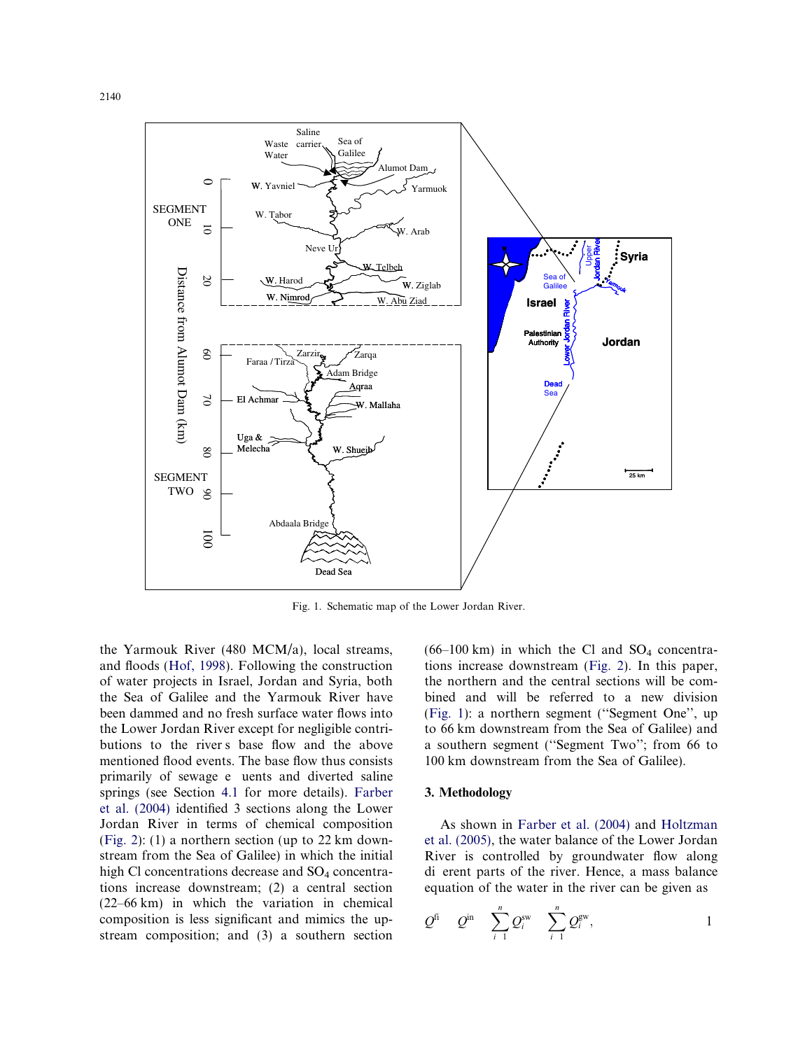Fig. 1. Schematic map of the Lower Jordan River.

the Yarmouk River (480 MCM/a), local streams, and floods (Hof, 1998). Following the construction of water projects in Israel, Jordan and Syria, both the Sea of Galilee and the Yarmouk River have been dammed and no fresh surface water flows into the Lower Jordan River except for negligible contributions to the river s base flow and the above mentioned flood events. The base flow thus consists primarily of sewage e uents and diverted saline springs (see Section 4.1 for more details). Farber et al. (2004) identified 3 sections along the Lower Jordan River in terms of chemical composition (Fig. 2): (1) a northern section (up to 22 km downstream from the Sea of Galilee) in which the initial high Cl concentrations decrease and $SO_4$ concentrations increase downstream; (2) a central section (22–66 km) in which the variation in chemical composition is less significant and mimics the upstream composition; and (3) a southern section (66–100 km) in which the Cl and $SO_4$ concentrations increase downstream (Fig. 2). In this paper, the northern and the central sections will be combined and will be referred to a new division (Fig. 1): a northern segment (''Segment One'', up to 66 km downstream from the Sea of Galilee) and a southern segment (''Segment Two''; from 66 to 100 km downstream from the Sea of Galilee).

## 3. Methodology

As shown in Farber et al. (2004) and Holtzman et al. (2005), the water balance of the Lower Jordan River is controlled by groundwater flow along di erent parts of the river. Hence, a mass balance equation of the water in the river can be given as

$$Q^{fi} \quad Q^{in} \quad \sum_{i \quad 1}^{n} Q_i^{sw} \quad \sum_{i \quad 1}^{n} Q_i^{gw}, \qquad 1$$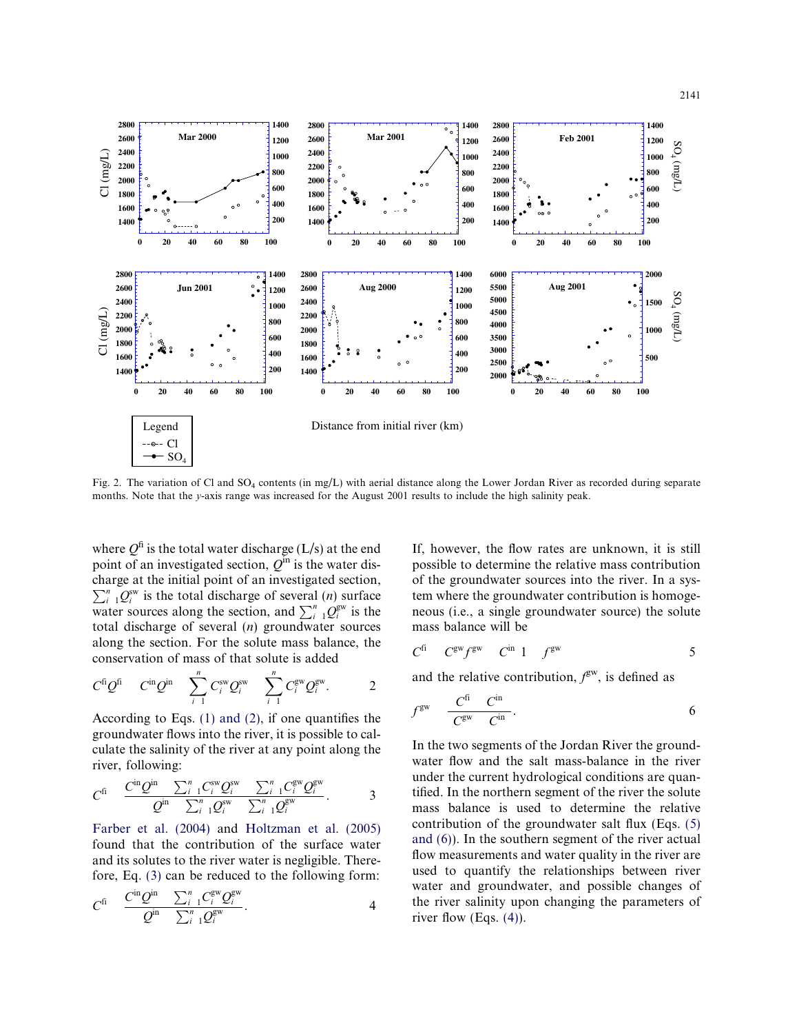Fig. 2. The variation of Cl and $SO_4$ contents (in mg/L) with aerial distance along the Lower Jordan River as recorded during separate months. Note that the *y*-axis range was increased for the August 2001 results to include the high salinity peak.

where $Q^{fi}$ is the total water discharge (L/s) at the end point of an investigated section, $Q^{in}$ is the water discharge at the initial point of an investigated section, $\sum_{i=1}^{n} Q_i^{sw}$ is the total discharge of several ($n$) surface water sources along the section, and $\sum_{i=1}^{n} Q_i^{gw}$ is the total discharge of several ($n$) groundwater sources along the section. For the solute mass balance, the conservation of mass of that solute is added

$$C^{fi}Q^{fi} = C^{in}Q^{in} + \sum_{i=1}^{n} C_i^{sw}Q_i^{sw} + \sum_{i=1}^{n} C_i^{gw}Q_i^{gw}. \quad (2)$$

According to Eqs. (1) and (2), if one quantifies the groundwater flows into the river, it is possible to calculate the salinity of the river at any point along the river, following:

$$C^{fi} = \frac{C^{in}Q^{in} + \sum_{i=1}^{n} C_i^{sw}Q_i^{sw} + \sum_{i=1}^{n} C_i^{gw}Q_i^{gw}}{Q^{in} + \sum_{i=1}^{n} Q_i^{sw} + \sum_{i=1}^{n} Q_i^{gw}}. \quad (3)$$

Farber et al. (2004) and Holtzman et al. (2005) found that the contribution of the surface water and its solutes to the river water is negligible. Therefore, Eq. (3) can be reduced to the following form:

$$C^{fi} = \frac{C^{in}Q^{in} + \sum_{i=1}^{n} C_i^{gw}Q_i^{gw}}{Q^{in} + \sum_{i=1}^{n} Q_i^{gw}}. \quad (4)$$

If, however, the flow rates are unknown, it is still possible to determine the relative mass contribution of the groundwater sources into the river. In a system where the groundwater contribution is homogeneous (i.e., a single groundwater source) the solute mass balance will be

$$C^{fi} = C^{gw}f^{gw} + C^{in}(1 - f^{gw}) \quad (5)$$

and the relative contribution, $f^{gw}$, is defined as

$$f^{gw} = \frac{C^{fi} - C^{in}}{C^{gw} - C^{in}}. \quad (6)$$

In the two segments of the Jordan River the groundwater flow and the salt mass-balance in the river under the current hydrological conditions are quantified. In the northern segment of the river the solute mass balance is used to determine the relative contribution of the groundwater salt flux (Eqs. (5) and (6)). In the southern segment of the river actual flow measurements and water quality in the river are used to quantify the relationships between river water and groundwater, and possible changes of the river salinity upon changing the parameters of river flow (Eqs. (4)).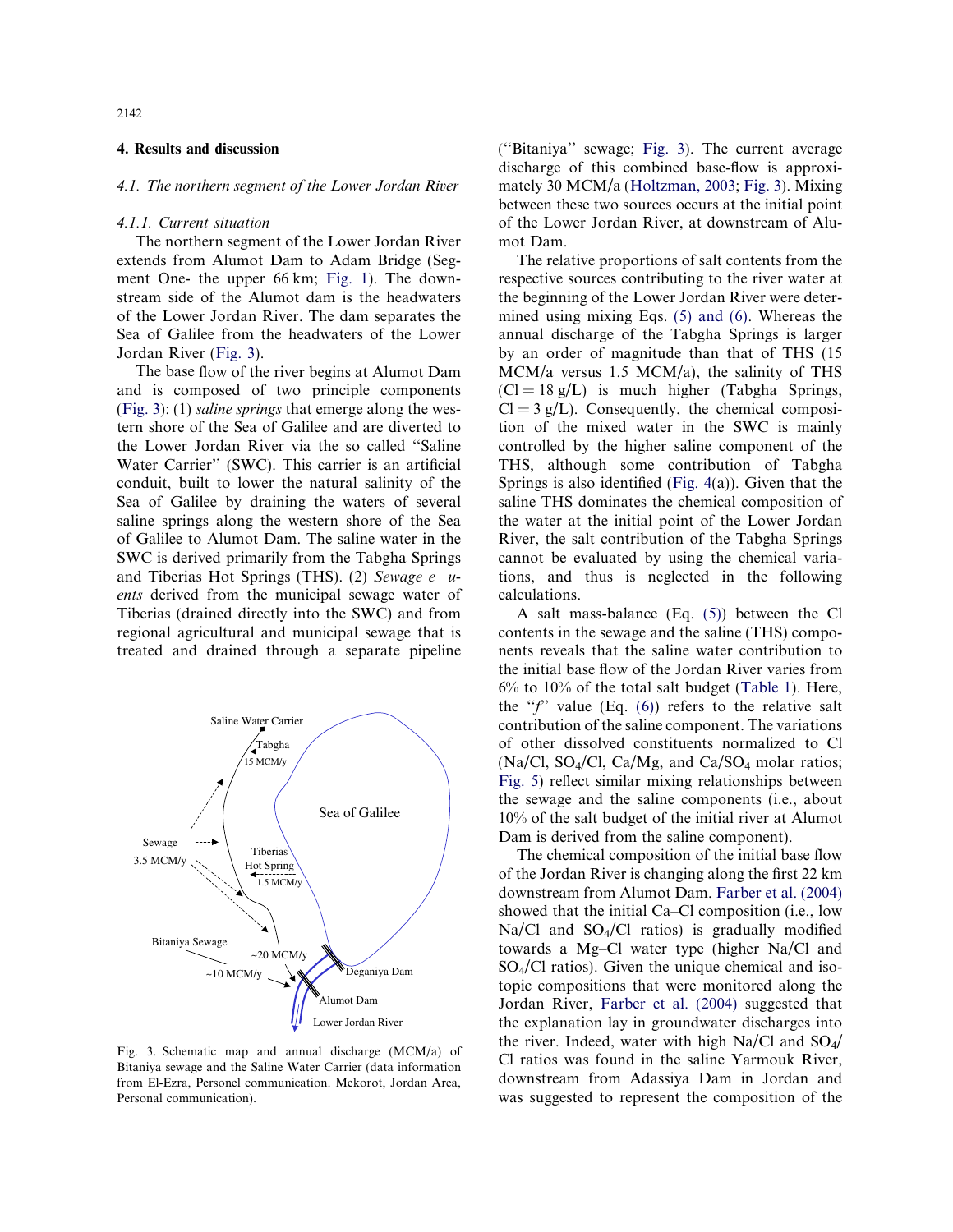## 4. Results and discussion

### 4.1. The northern segment of the Lower Jordan River

#### 4.1.1. Current situation

The northern segment of the Lower Jordan River extends from Alumot Dam to Adam Bridge (Segment One- the upper 66 km; Fig. 1). The downstream side of the Alumot dam is the headwaters of the Lower Jordan River. The dam separates the Sea of Galilee from the headwaters of the Lower Jordan River (Fig. 3).

The base flow of the river begins at Alumot Dam and is composed of two principle components (Fig. 3): (1) *saline springs* that emerge along the western shore of the Sea of Galilee and are diverted to the Lower Jordan River via the so called "Saline Water Carrier" (SWC). This carrier is an artificial conduit, built to lower the natural salinity of the Sea of Galilee by draining the waters of several saline springs along the western shore of the Sea of Galilee to Alumot Dam. The saline water in the SWC is derived primarily from the Tabgha Springs and Tiberias Hot Springs (THS). (2) *Sewage e uents* derived from the municipal sewage water of Tiberias (drained directly into the SWC) and from regional agricultural and municipal sewage that is treated and drained through a separate pipeline ("Bitaniya" sewage; Fig. 3). The current average discharge of this combined base-flow is approximately 30 MCM/a (Holtzman, 2003; Fig. 3). Mixing between these two sources occurs at the initial point of the Lower Jordan River, at downstream of Alumot Dam.

Fig. 3. Schematic map and annual discharge (MCM/a) of Bitaniya sewage and the Saline Water Carrier (data information from El-Ezra, Personel communication. Mekorot, Jordan Area, Personal communication).

The relative proportions of salt contents from the respective sources contributing to the river water at the beginning of the Lower Jordan River were determined using mixing Eqs. (5) and (6). Whereas the annual discharge of the Tabgha Springs is larger by an order of magnitude than that of THS (15 MCM/a versus 1.5 MCM/a), the salinity of THS (Cl = 18 g/L) is much higher (Tabgha Springs, Cl = 3 g/L). Consequently, the chemical composition of the mixed water in the SWC is mainly controlled by the higher saline component of the THS, although some contribution of Tabgha Springs is also identified (Fig. 4(a)). Given that the saline THS dominates the chemical composition of the water at the initial point of the Lower Jordan River, the salt contribution of the Tabgha Springs cannot be evaluated by using the chemical variations, and thus is neglected in the following calculations.

A salt mass-balance (Eq. (5)) between the Cl contents in the sewage and the saline (THS) components reveals that the saline water contribution to the initial base flow of the Jordan River varies from 6% to 10% of the total salt budget (Table 1). Here, the "*f*" value (Eq. (6)) refers to the relative salt contribution of the saline component. The variations of other dissolved constituents normalized to Cl (Na/Cl, $SO_4$/Cl, Ca/Mg, and Ca/$SO_4$ molar ratios; Fig. 5) reflect similar mixing relationships between the sewage and the saline components (i.e., about 10% of the salt budget of the initial river at Alumot Dam is derived from the saline component).

The chemical composition of the initial base flow of the Jordan River is changing along the first 22 km downstream from Alumot Dam. Farber et al. (2004) showed that the initial Ca–Cl composition (i.e., low Na/Cl and $SO_4$/Cl ratios) is gradually modified towards a Mg–Cl water type (higher Na/Cl and $SO_4$/Cl ratios). Given the unique chemical and isotopic compositions that were monitored along the Jordan River, Farber et al. (2004) suggested that the explanation lay in groundwater discharges into the river. Indeed, water with high Na/Cl and $SO_4$/Cl ratios was found in the saline Yarmouk River, downstream from Adassiya Dam in Jordan and was suggested to represent the composition of the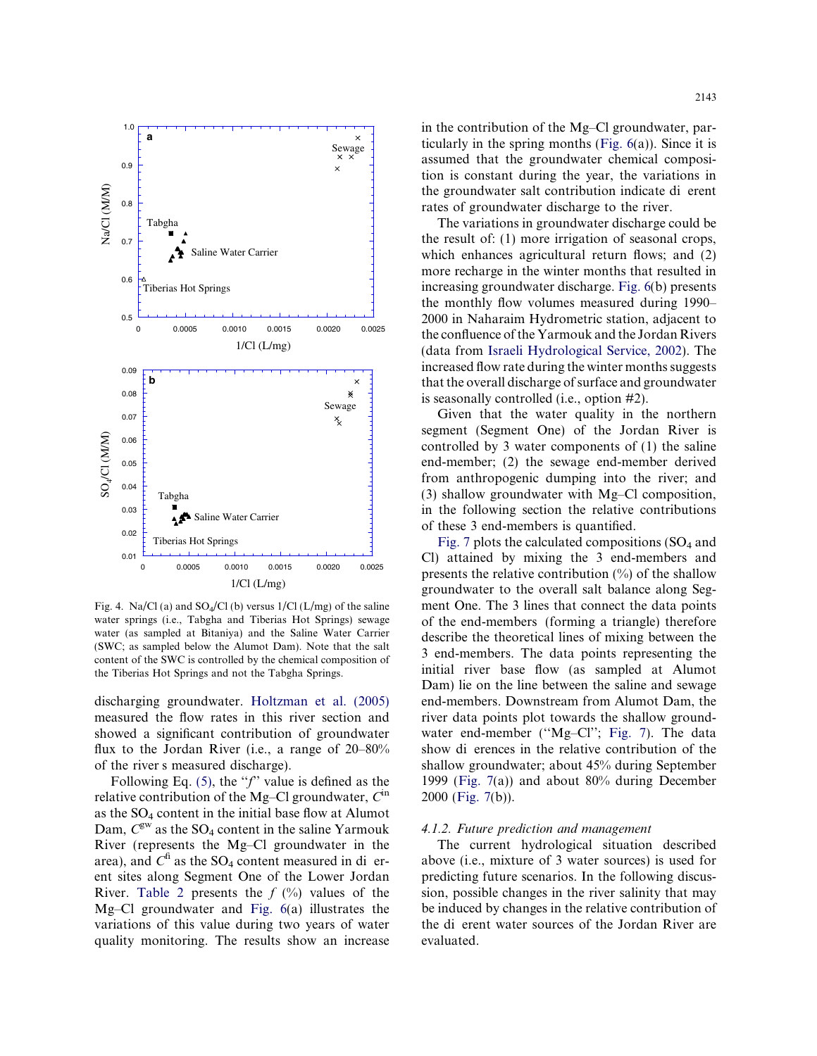Fig. 4. Na/Cl (a) and $SO_4$/Cl (b) versus 1/Cl (L/mg) of the saline water springs (i.e., Tabgha and Tiberias Hot Springs) sewage water (as sampled at Bitaniya) and the Saline Water Carrier (SWC; as sampled below the Alumot Dam). Note that the salt content of the SWC is controlled by the chemical composition of the Tiberias Hot Springs and not the Tabgha Springs.

discharging groundwater. Holtzman et al. (2005) measured the flow rates in this river section and showed a significant contribution of groundwater flux to the Jordan River (i.e., a range of 20–80% of the river s measured discharge).

Following Eq. (5), the "$f$" value is defined as the relative contribution of the Mg–Cl groundwater, $C^{in}$ as the $SO_4$ content in the initial base flow at Alumot Dam, $C^{gw}$ as the $SO_4$ content in the saline Yarmouk River (represents the Mg–Cl groundwater in the area), and $C^{fi}$ as the $SO_4$ content measured in di erent sites along Segment One of the Lower Jordan River. Table 2 presents the $f$ (%) values of the Mg–Cl groundwater and Fig. 6(a) illustrates the variations of this value during two years of water quality monitoring. The results show an increase in the contribution of the Mg–Cl groundwater, particularly in the spring months (Fig. 6(a)). Since it is assumed that the groundwater chemical composition is constant during the year, the variations in the groundwater salt contribution indicate di erent rates of groundwater discharge to the river.

The variations in groundwater discharge could be the result of: (1) more irrigation of seasonal crops, which enhances agricultural return flows; and (2) more recharge in the winter months that resulted in increasing groundwater discharge. Fig. 6(b) presents the monthly flow volumes measured during 1990–2000 in Naharaim Hydrometric station, adjacent to the confluence of the Yarmouk and the Jordan Rivers (data from Israeli Hydrological Service, 2002). The increased flow rate during the winter months suggests that the overall discharge of surface and groundwater is seasonally controlled (i.e., option #2).

Given that the water quality in the northern segment (Segment One) of the Jordan River is controlled by 3 water components of (1) the saline end-member; (2) the sewage end-member derived from anthropogenic dumping into the river; and (3) shallow groundwater with Mg–Cl composition, in the following section the relative contributions of these 3 end-members is quantified.

Fig. 7 plots the calculated compositions ($SO_4$ and Cl) attained by mixing the 3 end-members and presents the relative contribution (%) of the shallow groundwater to the overall salt balance along Segment One. The 3 lines that connect the data points of the end-members (forming a triangle) therefore describe the theoretical lines of mixing between the 3 end-members. The data points representing the initial river base flow (as sampled at Alumot Dam) lie on the line between the saline and sewage end-members. Downstream from Alumot Dam, the river data points plot towards the shallow groundwater end-member ("Mg–Cl"; Fig. 7). The data show di erences in the relative contribution of the shallow groundwater; about 45% during September 1999 (Fig. 7(a)) and about 80% during December 2000 (Fig. 7(b)).

### 4.1.2. Future prediction and management

The current hydrological situation described above (i.e., mixture of 3 water sources) is used for predicting future scenarios. In the following discussion, possible changes in the river salinity that may be induced by changes in the relative contribution of the di erent water sources of the Jordan River are evaluated.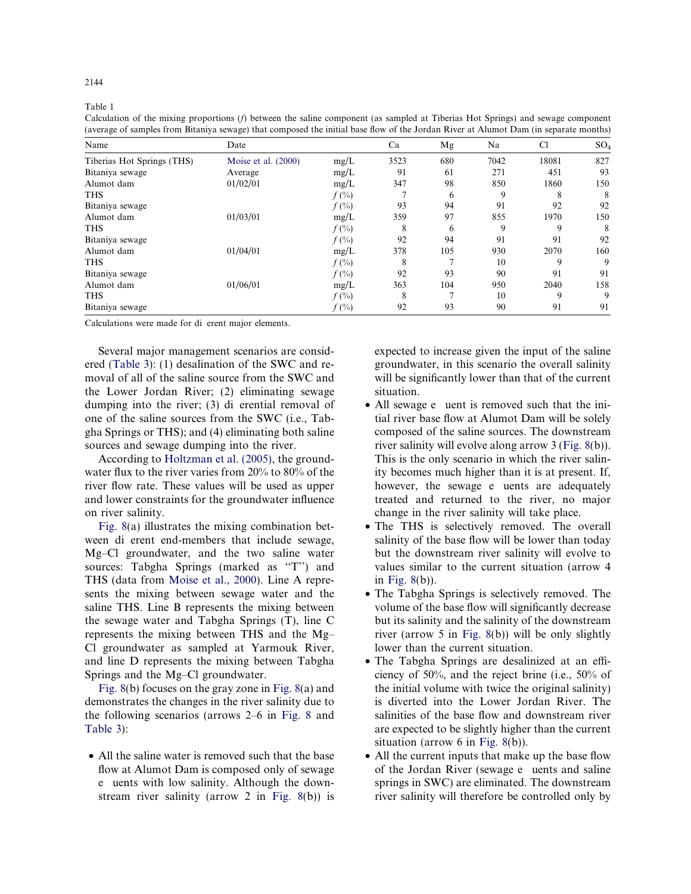Table 1

Calculation of the mixing proportions ($f$) between the saline component (as sampled at Tiberias Hot Springs) and sewage component (average of samples from Bitaniya sewage) that composed the initial base flow of the Jordan River at Alumot Dam (in separate months)

| Name | Date | | Ca | Mg | Na | Cl | $SO_4$ |
|---|---|---|---|---|---|---|---|
| Tiberias Hot Springs (THS) | Moise et al. (2000) | mg/L | 3523 | 680 | 7042 | 18081 | 827 |
| Bitaniya sewage | Average | mg/L | 91 | 61 | 271 | 451 | 93 |
| Alumot dam | 01/02/01 | mg/L | 347 | 98 | 850 | 1860 | 150 |
| THS | | $f$ (%) | 7 | 6 | 9 | 8 | 8 |
| Bitaniya sewage | | $f$ (%) | 93 | 94 | 91 | 92 | 92 |
| Alumot dam | 01/03/01 | mg/L | 359 | 97 | 855 | 1970 | 150 |
| THS | | $f$ (%) | 8 | 6 | 9 | 9 | 8 |
| Bitaniya sewage | | $f$ (%) | 92 | 94 | 91 | 91 | 92 |
| Alumot dam | 01/04/01 | mg/L | 378 | 105 | 930 | 2070 | 160 |
| THS | | $f$ (%) | 8 | 7 | 10 | 9 | 9 |
| Bitaniya sewage | | $f$ (%) | 92 | 93 | 90 | 91 | 91 |
| Alumot dam | 01/06/01 | mg/L | 363 | 104 | 950 | 2040 | 158 |
| THS | | $f$ (%) | 8 | 7 | 10 | 9 | 9 |
| Bitaniya sewage | | $f$ (%) | 92 | 93 | 90 | 91 | 91 |

Calculations were made for di erent major elements.

Several major management scenarios are considered (Table 3): (1) desalination of the SWC and removal of all of the saline source from the SWC and the Lower Jordan River; (2) eliminating sewage dumping into the river; (3) di erential removal of one of the saline sources from the SWC (i.e., Tabgha Springs or THS); and (4) eliminating both saline sources and sewage dumping into the river.

According to Holtzman et al. (2005), the groundwater flux to the river varies from 20% to 80% of the river flow rate. These values will be used as upper and lower constraints for the groundwater influence on river salinity.

Fig. 8(a) illustrates the mixing combination between di erent end-members that include sewage, Mg–Cl groundwater, and the two saline water sources: Tabgha Springs (marked as ''T'') and THS (data from Moise et al., 2000). Line A represents the mixing between sewage water and the saline THS. Line B represents the mixing between the sewage water and Tabgha Springs (T), line C represents the mixing between THS and the Mg–Cl groundwater as sampled at Yarmouk River, and line D represents the mixing between Tabgha Springs and the Mg–Cl groundwater.

Fig. 8(b) focuses on the gray zone in Fig. 8(a) and demonstrates the changes in the river salinity due to the following scenarios (arrows 2–6 in Fig. 8 and Table 3):

- All the saline water is removed such that the base flow at Alumot Dam is composed only of sewage e uents with low salinity. Although the downstream river salinity (arrow 2 in Fig. 8(b)) is expected to increase given the input of the saline groundwater, in this scenario the overall salinity will be significantly lower than that of the current situation.
- All sewage e uent is removed such that the initial river base flow at Alumot Dam will be solely composed of the saline sources. The downstream river salinity will evolve along arrow 3 (Fig. 8(b)). This is the only scenario in which the river salinity becomes much higher than it is at present. If, however, the sewage e uents are adequately treated and returned to the river, no major change in the river salinity will take place.
- The THS is selectively removed. The overall salinity of the base flow will be lower than today but the downstream river salinity will evolve to values similar to the current situation (arrow 4 in Fig. 8(b)).
- The Tabgha Springs is selectively removed. The volume of the base flow will significantly decrease but its salinity and the salinity of the downstream river (arrow 5 in Fig. 8(b)) will be only slightly lower than the current situation.
- The Tabgha Springs are desalinized at an efficiency of 50%, and the reject brine (i.e., 50% of the initial volume with twice the original salinity) is diverted into the Lower Jordan River. The salinities of the base flow and downstream river are expected to be slightly higher than the current situation (arrow 6 in Fig. 8(b)).
- All the current inputs that make up the base flow of the Jordan River (sewage e uents and saline springs in SWC) are eliminated. The downstream river salinity will therefore be controlled only by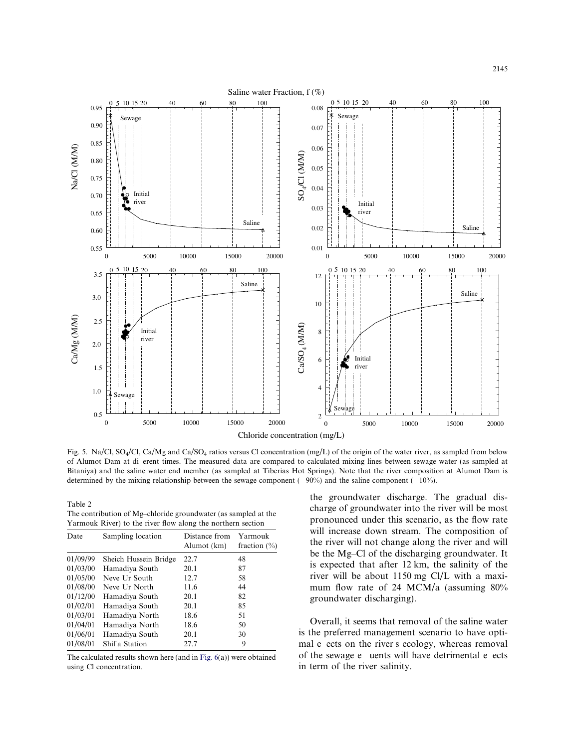Fig. 5. Na/Cl, $SO_4$/Cl, Ca/Mg and Ca/$SO_4$ ratios versus Cl concentration (mg/L) of the origin of the water river, as sampled from below of Alumot Dam at di erent times. The measured data are compared to calculated mixing lines between sewage water (as sampled at Bitaniya) and the saline water end member (as sampled at Tiberias Hot Springs). Note that the river composition at Alumot Dam is determined by the mixing relationship between the sewage component ( 90%) and the saline component ( 10%).

Table 2
The contribution of Mg–chloride groundwater (as sampled at the Yarmouk River) to the river flow along the northern section

| Date | Sampling location | Distance from Alumot (km) | Yarmouk fraction (%) |
|---|---|---|---|
| 01/09/99 | Sheich Hussein Bridge | 22.7 | 48 |
| 01/03/00 | Hamadiya South | 20.1 | 87 |
| 01/05/00 | Neve Ur South | 12.7 | 58 |
| 01/08/00 | Neve Ur North | 11.6 | 44 |
| 01/12/00 | Hamadiya South | 20.1 | 82 |
| 01/02/01 | Hamadiya South | 20.1 | 85 |
| 01/03/01 | Hamadiya North | 18.6 | 51 |
| 01/04/01 | Hamadiya North | 18.6 | 50 |
| 01/06/01 | Hamadiya South | 20.1 | 30 |
| 01/08/01 | Shif a Station | 27.7 | 9 |

The calculated results shown here (and in Fig. 6(a)) were obtained using Cl concentration.

the groundwater discharge. The gradual discharge of groundwater into the river will be most pronounced under this scenario, as the flow rate will increase down stream. The composition of the river will not change along the river and will be the Mg–Cl of the discharging groundwater. It is expected that after 12 km, the salinity of the river will be about 1150 mg Cl/L with a maximum flow rate of 24 MCM/a (assuming 80% groundwater discharging).

Overall, it seems that removal of the saline water is the preferred management scenario to have optimal e ects on the river s ecology, whereas removal of the sewage e uents will have detrimental e ects in term of the river salinity.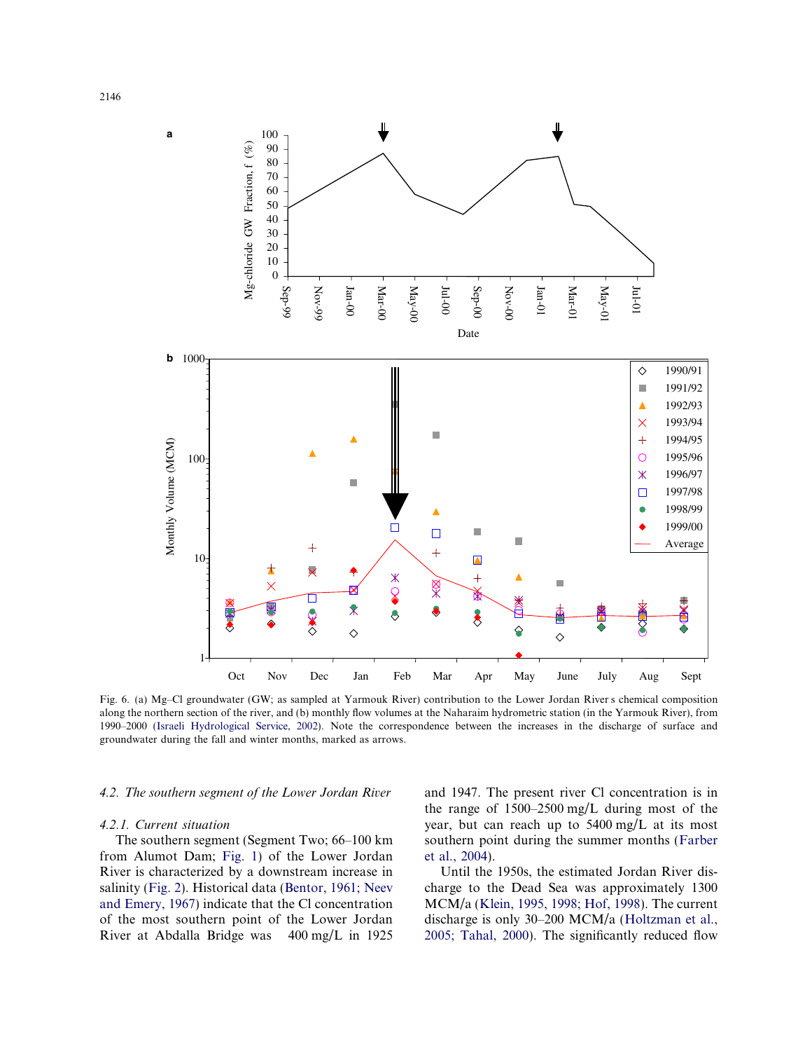Fig. 6. (a) Mg–Cl groundwater (GW; as sampled at Yarmouk River) contribution to the Lower Jordan River s chemical composition along the northern section of the river, and (b) monthly flow volumes at the Naharaim hydrometric station (in the Yarmouk River), from 1990–2000 (Israeli Hydrological Service, 2002). Note the correspondence between the increases in the discharge of surface and groundwater during the fall and winter months, marked as arrows.

### 4.2. The southern segment of the Lower Jordan River

#### 4.2.1. Current situation

The southern segment (Segment Two; 66–100 km from Alumot Dam; Fig. 1) of the Lower Jordan River is characterized by a downstream increase in salinity (Fig. 2). Historical data (Bentor, 1961; Neev and Emery, 1967) indicate that the Cl concentration of the most southern point of the Lower Jordan River at Abdalla Bridge was 400 mg/L in 1925 and 1947. The present river Cl concentration is in the range of 1500–2500 mg/L during most of the year, but can reach up to 5400 mg/L at its most southern point during the summer months (Farber et al., 2004).

Until the 1950s, the estimated Jordan River discharge to the Dead Sea was approximately 1300 MCM/a (Klein, 1995, 1998; Hof, 1998). The current discharge is only 30–200 MCM/a (Holtzman et al., 2005; Tahal, 2000). The significantly reduced flow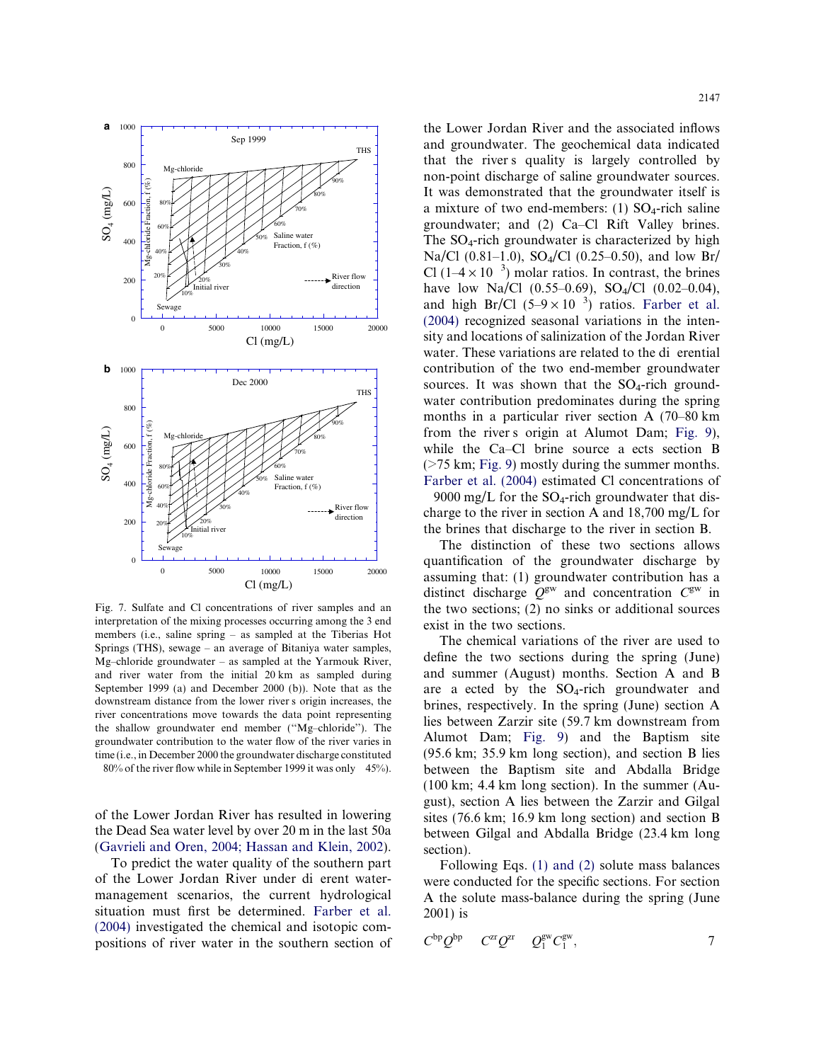Fig. 7. Sulfate and Cl concentrations of river samples and an interpretation of the mixing processes occurring among the 3 end members (i.e., saline spring – as sampled at the Tiberias Hot Springs (THS), sewage – an average of Bitaniya water samples, Mg–chloride groundwater – as sampled at the Yarmouk River, and river water from the initial 20 km as sampled during September 1999 (a) and December 2000 (b)). Note that as the downstream distance from the lower river's origin increases, the river concentrations move towards the data point representing the shallow groundwater end member ("Mg–chloride"). The groundwater contribution to the water flow of the river varies in time (i.e., in December 2000 the groundwater discharge constituted 80% of the river flow while in September 1999 it was only 45%).

of the Lower Jordan River has resulted in lowering the Dead Sea water level by over 20 m in the last 50a (Gavrieli and Oren, 2004; Hassan and Klein, 2002).

To predict the water quality of the southern part of the Lower Jordan River under different water-management scenarios, the current hydrological situation must first be determined. Farber et al. (2004) investigated the chemical and isotopic compositions of river water in the southern section of the Lower Jordan River and the associated inflows and groundwater. The geochemical data indicated that the river's quality is largely controlled by non-point discharge of saline groundwater sources. It was demonstrated that the groundwater itself is a mixture of two end-members: (1) $SO_4$-rich saline groundwater; and (2) Ca–Cl Rift Valley brines. The $SO_4$-rich groundwater is characterized by high Na/Cl (0.81–1.0), $SO_4$/Cl (0.25–0.50), and low Br/Cl ($1–4 \times 10^{-3}$) molar ratios. In contrast, the brines have low Na/Cl (0.55–0.69), $SO_4$/Cl (0.02–0.04), and high Br/Cl ($5–9 \times 10^{-3}$) ratios. Farber et al. (2004) recognized seasonal variations in the intensity and locations of salinization of the Jordan River water. These variations are related to the differential contribution of the two end-member groundwater sources. It was shown that the $SO_4$-rich groundwater contribution predominates during the spring months in a particular river section A (70–80 km from the river's origin at Alumot Dam; Fig. 9), while the Ca–Cl brine source affects section B (>75 km; Fig. 9) mostly during the summer months. Farber et al. (2004) estimated Cl concentrations of 9000 mg/L for the $SO_4$-rich groundwater that discharge to the river in section A and 18,700 mg/L for the brines that discharge to the river in section B.

The distinction of these two sections allows quantification of the groundwater discharge by assuming that: (1) groundwater contribution has a distinct discharge $Q^{gw}$ and concentration $C^{gw}$ in the two sections; (2) no sinks or additional sources exist in the two sections.

The chemical variations of the river are used to define the two sections during the spring (June) and summer (August) months. Section A and B are affected by the $SO_4$-rich groundwater and brines, respectively. In the spring (June) section A lies between Zarzir site (59.7 km downstream from Alumot Dam; Fig. 9) and the Baptism site (95.6 km; 35.9 km long section), and section B lies between the Baptism site and Abdalla Bridge (100 km; 4.4 km long section). In the summer (August), section A lies between the Zarzir and Gilgal sites (76.6 km; 16.9 km long section) and section B between Gilgal and Abdalla Bridge (23.4 km long section).

Following Eqs. (1) and (2) solute mass balances were conducted for the specific sections. For section A the solute mass-balance during the spring (June 2001) is

$$C^{bp}Q^{bp} = C^{zr}Q^{zr} + Q_1^{gw}C_1^{gw}, \qquad (7)$$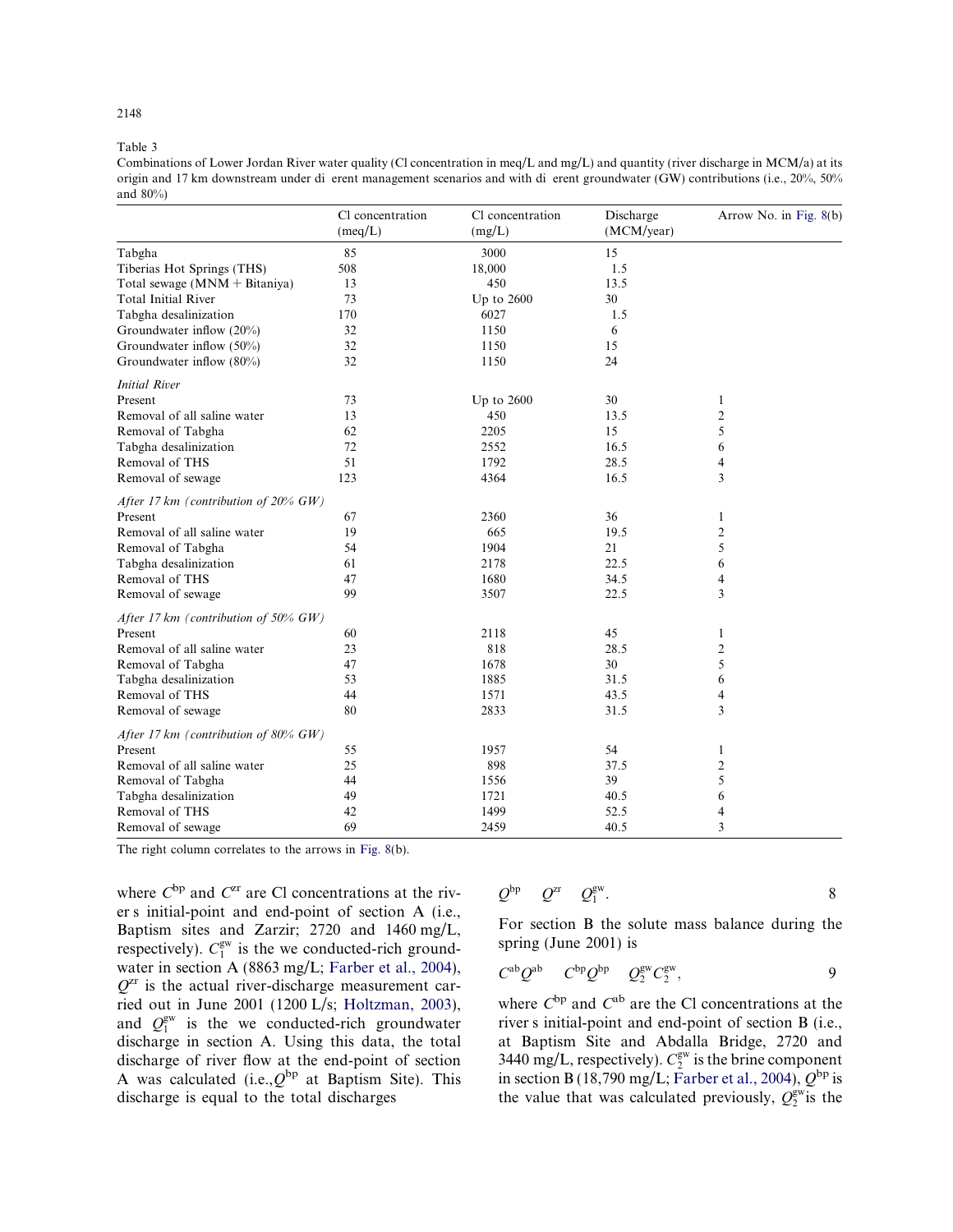Table 3

Combinations of Lower Jordan River water quality (Cl concentration in meq/L and mg/L) and quantity (river discharge in MCM/a) at its origin and 17 km downstream under di erent management scenarios and with di erent groundwater (GW) contributions (i.e., 20%, 50% and 80%)

| | Cl concentration (meq/L) | Cl concentration (mg/L) | Discharge (MCM/year) | Arrow No. in Fig. 8(b) |
|---|---|---|---|---|
| Tabgha | 85 | 3000 | 15 | |
| Tiberias Hot Springs (THS) | 508 | 18,000 | 1.5 | |
| Total sewage (MNM + Bitaniya) | 13 | 450 | 13.5 | |
| Total Initial River | 73 | Up to 2600 | 30 | |
| Tabgha desalinization | 170 | 6027 | 1.5 | |
| Groundwater inflow (20%) | 32 | 1150 | 6 | |
| Groundwater inflow (50%) | 32 | 1150 | 15 | |
| Groundwater inflow (80%) | 32 | 1150 | 24 | |
| *Initial River* | | | | |
| Present | 73 | Up to 2600 | 30 | 1 |
| Removal of all saline water | 13 | 450 | 13.5 | 2 |
| Removal of Tabgha | 62 | 2205 | 15 | 5 |
| Tabgha desalinization | 72 | 2552 | 16.5 | 6 |
| Removal of THS | 51 | 1792 | 28.5 | 4 |
| Removal of sewage | 123 | 4364 | 16.5 | 3 |
| *After 17 km (contribution of 20% GW)* | | | | |
| Present | 67 | 2360 | 36 | 1 |
| Removal of all saline water | 19 | 665 | 19.5 | 2 |
| Removal of Tabgha | 54 | 1904 | 21 | 5 |
| Tabgha desalinization | 61 | 2178 | 22.5 | 6 |
| Removal of THS | 47 | 1680 | 34.5 | 4 |
| Removal of sewage | 99 | 3507 | 22.5 | 3 |
| *After 17 km (contribution of 50% GW)* | | | | |
| Present | 60 | 2118 | 45 | 1 |
| Removal of all saline water | 23 | 818 | 28.5 | 2 |
| Removal of Tabgha | 47 | 1678 | 30 | 5 |
| Tabgha desalinization | 53 | 1885 | 31.5 | 6 |
| Removal of THS | 44 | 1571 | 43.5 | 4 |
| Removal of sewage | 80 | 2833 | 31.5 | 3 |
| *After 17 km (contribution of 80% GW)* | | | | |
| Present | 55 | 1957 | 54 | 1 |
| Removal of all saline water | 25 | 898 | 37.5 | 2 |
| Removal of Tabgha | 44 | 1556 | 39 | 5 |
| Tabgha desalinization | 49 | 1721 | 40.5 | 6 |
| Removal of THS | 42 | 1499 | 52.5 | 4 |
| Removal of sewage | 69 | 2459 | 40.5 | 3 |

The right column correlates to the arrows in Fig. 8(b).

where $C^{bp}$ and $C^{zr}$ are Cl concentrations at the river s initial-point and end-point of section A (i.e., Baptism sites and Zarzir; 2720 and 1460 mg/L, respectively). $C_1^{gw}$ is the we conducted-rich groundwater in section A (8863 mg/L; Farber et al., 2004), $Q^{zr}$ is the actual river-discharge measurement carried out in June 2001 (1200 L/s; Holtzman, 2003), and $Q_1^{gw}$ is the we conducted-rich groundwater discharge in section A. Using this data, the total discharge of river flow at the end-point of section A was calculated (i.e.,$Q^{bp}$ at Baptism Site). This discharge is equal to the total discharges

$$Q^{bp} \quad Q^{zr} \quad Q_1^{gw}. \tag{8}$$

For section B the solute mass balance during the spring (June 2001) is

$$C^{ab}Q^{ab} \quad C^{bp}Q^{bp} \quad Q_2^{gw}C_2^{gw}, \tag{9}$$

where $C^{bp}$ and $C^{ab}$ are the Cl concentrations at the river s initial-point and end-point of section B (i.e., at Baptism Site and Abdalla Bridge, 2720 and 3440 mg/L, respectively). $C_2^{gw}$ is the brine component in section B (18,790 mg/L; Farber et al., 2004), $Q^{bp}$ is the value that was calculated previously, $Q_2^{gw}$ is the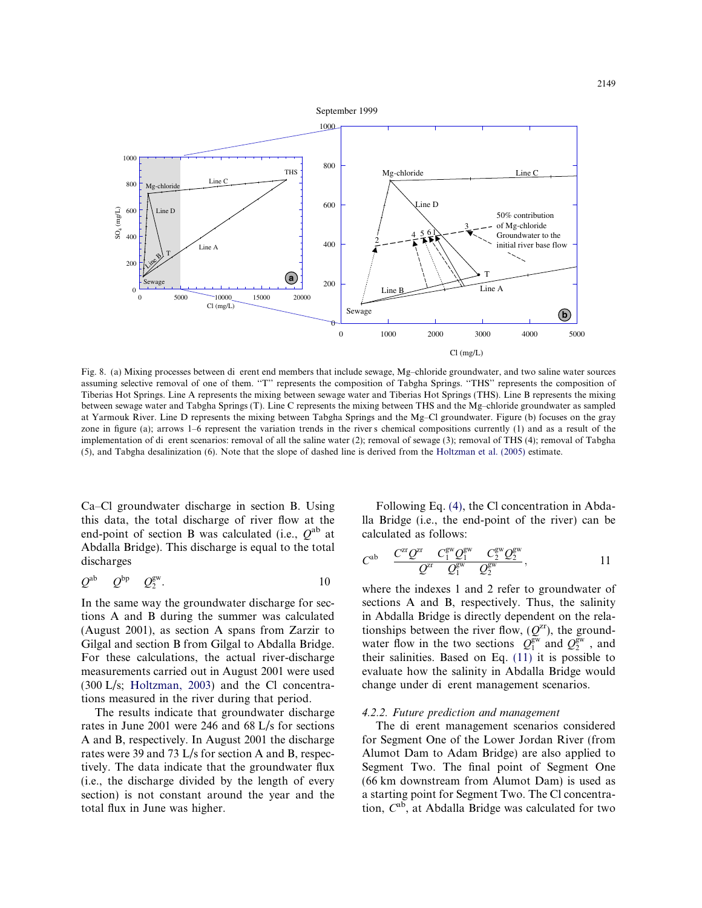Fig. 8. (a) Mixing processes between different end members that include sewage, Mg–chloride groundwater, and two saline water sources assuming selective removal of one of them. "T" represents the composition of Tabgha Springs. "THS" represents the composition of Tiberias Hot Springs. Line A represents the mixing between sewage water and Tiberias Hot Springs (THS). Line B represents the mixing between sewage water and Tabgha Springs (T). Line C represents the mixing between THS and the Mg–chloride groundwater as sampled at Yarmouk River. Line D represents the mixing between Tabgha Springs and the Mg–Cl groundwater. Figure (b) focuses on the gray zone in figure (a); arrows 1–6 represent the variation trends in the river's chemical compositions currently (1) and as a result of the implementation of different scenarios: removal of all the saline water (2); removal of sewage (3); removal of THS (4); removal of Tabgha (5), and Tabgha desalinization (6). Note that the slope of dashed line is derived from the Holtzman et al. (2005) estimate.

Ca–Cl groundwater discharge in section B. Using this data, the total discharge of river flow at the end-point of section B was calculated (i.e., $Q^{ab}$ at Abdalla Bridge). This discharge is equal to the total discharges

$$Q^{ab} = Q^{bp} + Q_2^{gw}. \tag{10}$$

In the same way the groundwater discharge for sections A and B during the summer was calculated (August 2001), as section A spans from Zarzir to Gilgal and section B from Gilgal to Abdalla Bridge. For these calculations, the actual river-discharge measurements carried out in August 2001 were used (300 L/s; Holtzman, 2003) and the Cl concentrations measured in the river during that period.

The results indicate that groundwater discharge rates in June 2001 were 246 and 68 L/s for sections A and B, respectively. In August 2001 the discharge rates were 39 and 73 L/s for section A and B, respectively. The data indicate that the groundwater flux (i.e., the discharge divided by the length of every section) is not constant around the year and the total flux in June was higher.

Following Eq. (4), the Cl concentration in Abdalla Bridge (i.e., the end-point of the river) can be calculated as follows:

$$C^{ab} = \frac{C^{zr}Q^{zr} + C_1^{gw}Q_1^{gw} + C_2^{gw}Q_2^{gw}}{Q^{zr} + Q_1^{gw} + Q_2^{gw}}, \tag{11}$$

where the indexes 1 and 2 refer to groundwater of sections A and B, respectively. Thus, the salinity in Abdalla Bridge is directly dependent on the relationships between the river flow, ($Q^{zr}$), the groundwater flow in the two sections ($Q_1^{gw}$ and $Q_2^{gw}$), and their salinities. Based on Eq. (11) it is possible to evaluate how the salinity in Abdalla Bridge would change under different management scenarios.

#### 4.2.2. Future prediction and management

The different management scenarios considered for Segment One of the Lower Jordan River (from Alumot Dam to Adam Bridge) are also applied to Segment Two. The final point of Segment One (66 km downstream from Alumot Dam) is used as a starting point for Segment Two. The Cl concentration, $C^{ab}$, at Abdalla Bridge was calculated for two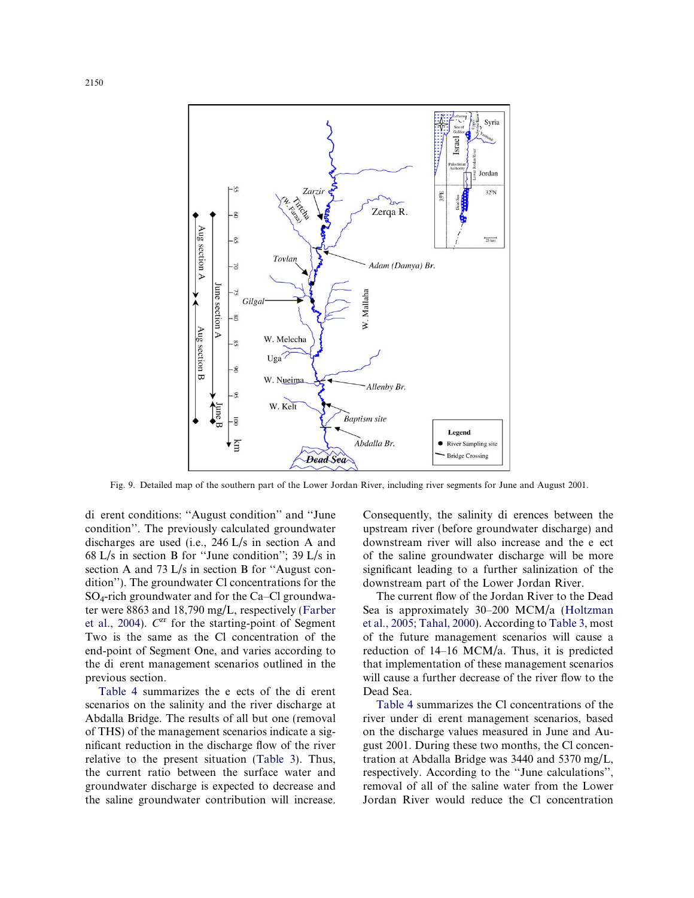Fig. 9. Detailed map of the southern part of the Lower Jordan River, including river segments for June and August 2001.

different conditions: "August condition" and "June condition". The previously calculated groundwater discharges are used (i.e., 246 L/s in section A and 68 L/s in section B for "June condition"; 39 L/s in section A and 73 L/s in section B for "August condition"). The groundwater Cl concentrations for the $SO_4$-rich groundwater and for the Ca–Cl groundwater were 8863 and 18,790 mg/L, respectively (Farber et al., 2004). $C^{zr}$ for the starting-point of Segment Two is the same as the Cl concentration of the end-point of Segment One, and varies according to the different management scenarios outlined in the previous section.

Table 4 summarizes the effects of the different scenarios on the salinity and the river discharge at Abdalla Bridge. The results of all but one (removal of THS) of the management scenarios indicate a significant reduction in the discharge flow of the river relative to the present situation (Table 3). Thus, the current ratio between the surface water and groundwater discharge is expected to decrease and the saline groundwater contribution will increase. Consequently, the salinity differences between the upstream river (before groundwater discharge) and downstream river will also increase and the effect of the saline groundwater discharge will be more significant leading to a further salinization of the downstream part of the Lower Jordan River.

The current flow of the Jordan River to the Dead Sea is approximately 30–200 MCM/a (Holtzman et al., 2005; Tahal, 2000). According to Table 3, most of the future management scenarios will cause a reduction of 14–16 MCM/a. Thus, it is predicted that implementation of these management scenarios will cause a further decrease of the river flow to the Dead Sea.

Table 4 summarizes the Cl concentrations of the river under different management scenarios, based on the discharge values measured in June and August 2001. During these two months, the Cl concentration at Abdalla Bridge was 3440 and 5370 mg/L, respectively. According to the "June calculations", removal of all of the saline water from the Lower Jordan River would reduce the Cl concentration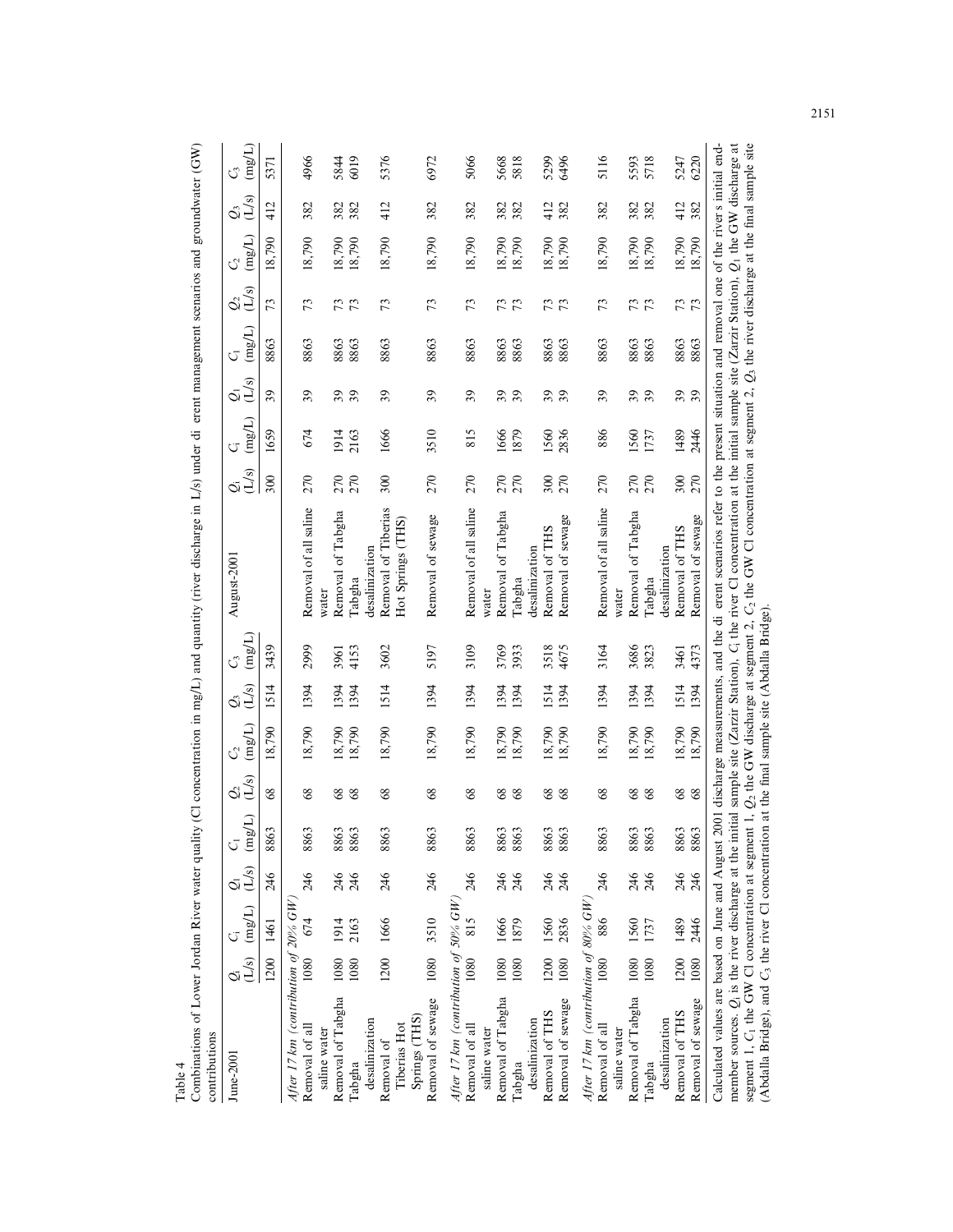Table 4

Combinations of Lower Jordan River water quality (Cl concentration in mg/L) and quantity (river discharge in L/s) under different management scenarios and groundwater (GW) contributions

| June-2001 | $Q_i$ (L/s) | $C_i$ (mg/L) | $Q_1$ (L/s) | $C_1$ (mg/L) | $Q_2$ (L/s) | $C_2$ (mg/L) | $Q_3$ (L/s) | $C_3$ (mg/L) | August-2001 | $Q_i$ (L/s) | $C_i$ (mg/L) | $Q_1$ (L/s) | $C_1$ (mg/L) | $Q_2$ (L/s) | $C_2$ (mg/L) | $Q_3$ (L/s) | $C_3$ (mg/L) |
|---|---|---|---|---|---|---|---|---|---|---|---|---|---|---|---|---|---|
| | 1200 | 1461 | 246 | 8863 | 68 | 18,790 | 1514 | 3439 | | 300 | 1659 | 39 | 8863 | 73 | 18,790 | 412 | 5371 |
| *After 17 km (contribution of 20% GW)* | | | | | | | | | | | | | | | | | |
| Removal of all saline water | 1080 | 674 | 246 | 8863 | 68 | 18,790 | 1394 | 2999 | Removal of all saline water | 270 | 674 | 39 | 8863 | 73 | 18,790 | 382 | 4966 |
| Removal of Tabgha | 1080 | 1914 | 246 | 8863 | 68 | 18,790 | 1394 | 3961 | Removal of Tabgha | 270 | 1914 | 39 | 8863 | 73 | 18,790 | 382 | 5844 |
| Tabgha desalinization | 1080 | 2163 | 246 | 8863 | 68 | 18,790 | 1394 | 4153 | Tabgha desalinization | 270 | 2163 | 39 | 8863 | 73 | 18,790 | 382 | 6019 |
| Removal of Tiberias Hot Springs (THS) | 1200 | 1666 | 246 | 8863 | 68 | 18,790 | 1514 | 3602 | Removal of Tiberias Hot Springs (THS) | 300 | 1666 | 39 | 8863 | 73 | 18,790 | 412 | 5376 |
| Removal of sewage | 1080 | 3510 | 246 | 8863 | 68 | 18,790 | 1394 | 5197 | Removal of sewage | 270 | 3510 | 39 | 8863 | 73 | 18,790 | 382 | 6972 |
| *After 17 km (contribution of 50% GW)* | | | | | | | | | | | | | | | | | |
| Removal of all saline water | 1080 | 815 | 246 | 8863 | 68 | 18,790 | 1394 | 3109 | Removal of all saline water | 270 | 815 | 39 | 8863 | 73 | 18,790 | 382 | 5066 |
| Removal of Tabgha | 1080 | 1666 | 246 | 8863 | 68 | 18,790 | 1394 | 3769 | Removal of Tabgha | 270 | 1666 | 39 | 8863 | 73 | 18,790 | 382 | 5668 |
| Tabgha desalinization | 1080 | 1879 | 246 | 8863 | 68 | 18,790 | 1394 | 3933 | Tabgha desalinization | 270 | 1879 | 39 | 8863 | 73 | 18,790 | 382 | 5818 |
| Removal of THS | 1200 | 1560 | 246 | 8863 | 68 | 18,790 | 1514 | 3518 | Removal of THS | 300 | 1560 | 39 | 8863 | 73 | 18,790 | 412 | 5299 |
| Removal of sewage | 1080 | 2836 | 246 | 8863 | 68 | 18,790 | 1394 | 4675 | Removal of sewage | 270 | 2836 | 39 | 8863 | 73 | 18,790 | 382 | 6496 |
| *After 17 km (contribution of 80% GW)* | | | | | | | | | | | | | | | | | |
| Removal of all saline water | 1080 | 886 | 246 | 8863 | 68 | 18,790 | 1394 | 3164 | Removal of all saline water | 270 | 886 | 39 | 8863 | 73 | 18,790 | 382 | 5116 |
| Removal of Tabgha | 1080 | 1560 | 246 | 8863 | 68 | 18,790 | 1394 | 3686 | Removal of Tabgha | 270 | 1560 | 39 | 8863 | 73 | 18,790 | 382 | 5593 |
| Tabgha desalinization | 1080 | 1737 | 246 | 8863 | 68 | 18,790 | 1394 | 3823 | Tabgha desalinization | 270 | 1737 | 39 | 8863 | 73 | 18,790 | 382 | 5718 |
| Removal of THS | 1200 | 1489 | 246 | 8863 | 68 | 18,790 | 1514 | 3461 | Removal of THS | 300 | 1489 | 39 | 8863 | 73 | 18,790 | 412 | 5247 |
| Removal of sewage | 1080 | 2446 | 246 | 8863 | 68 | 18,790 | 1394 | 4373 | Removal of sewage | 270 | 2446 | 39 | 8863 | 73 | 18,790 | 382 | 6220 |

Calculated values are based on June and August 2001 discharge measurements, and the different scenarios refer to the present situation and removal one of the river's initial end-member sources. $Q_i$ is the river discharge at the initial sample site (Zarzir Station), $C_i$ the river Cl concentration at the initial sample site (Zarzir Station), $Q_1$ the GW discharge at segment 1, $C_1$ the GW Cl concentration at segment 1, $Q_2$ the GW discharge at segment 2, $C_2$ the GW Cl concentration at segment 2, $Q_3$ the river discharge at the final sample site (Abdalla Bridge), and $C_3$ the river Cl concentration at the final sample site (Abdalla Bridge).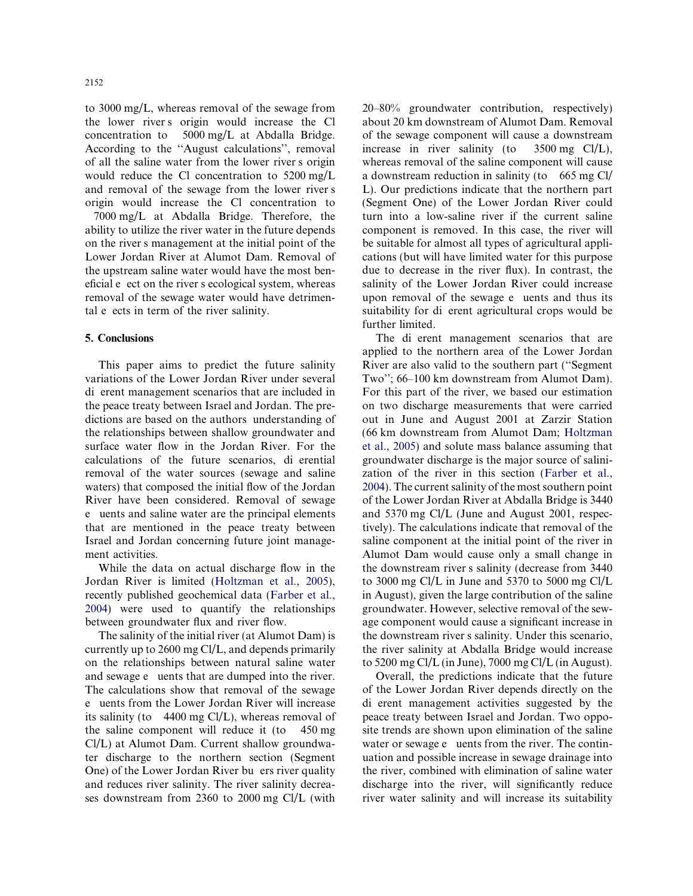to 3000 mg/L, whereas removal of the sewage from the lower river s origin would increase the Cl concentration to 5000 mg/L at Abdalla Bridge. According to the ''August calculations'', removal of all the saline water from the lower river s origin would reduce the Cl concentration to 5200 mg/L and removal of the sewage from the lower river s origin would increase the Cl concentration to 7000 mg/L at Abdalla Bridge. Therefore, the ability to utilize the river water in the future depends on the river s management at the initial point of the Lower Jordan River at Alumot Dam. Removal of the upstream saline water would have the most beneficial e ect on the river s ecological system, whereas removal of the sewage water would have detrimental e ects in term of the river salinity.

## 5. Conclusions

This paper aims to predict the future salinity variations of the Lower Jordan River under several di erent management scenarios that are included in the peace treaty between Israel and Jordan. The predictions are based on the authors understanding of the relationships between shallow groundwater and surface water flow in the Jordan River. For the calculations of the future scenarios, di erential removal of the water sources (sewage and saline waters) that composed the initial flow of the Jordan River have been considered. Removal of sewage e uents and saline water are the principal elements that are mentioned in the peace treaty between Israel and Jordan concerning future joint management activities.

While the data on actual discharge flow in the Jordan River is limited (Holtzman et al., 2005), recently published geochemical data (Farber et al., 2004) were used to quantify the relationships between groundwater flux and river flow.

The salinity of the initial river (at Alumot Dam) is currently up to 2600 mg Cl/L, and depends primarily on the relationships between natural saline water and sewage e uents that are dumped into the river. The calculations show that removal of the sewage e uents from the Lower Jordan River will increase its salinity (to 4400 mg Cl/L), whereas removal of the saline component will reduce it (to 450 mg Cl/L) at Alumot Dam. Current shallow groundwater discharge to the northern section (Segment One) of the Lower Jordan River bu ers river quality and reduces river salinity. The river salinity decreases downstream from 2360 to 2000 mg Cl/L (with 20–80% groundwater contribution, respectively) about 20 km downstream of Alumot Dam. Removal of the sewage component will cause a downstream increase in river salinity (to 3500 mg Cl/L), whereas removal of the saline component will cause a downstream reduction in salinity (to 665 mg Cl/L). Our predictions indicate that the northern part (Segment One) of the Lower Jordan River could turn into a low-saline river if the current saline component is removed. In this case, the river will be suitable for almost all types of agricultural applications (but will have limited water for this purpose due to decrease in the river flux). In contrast, the salinity of the Lower Jordan River could increase upon removal of the sewage e uents and thus its suitability for di erent agricultural crops would be further limited.

The di erent management scenarios that are applied to the northern area of the Lower Jordan River are also valid to the southern part (''Segment Two''; 66–100 km downstream from Alumot Dam). For this part of the river, we based our estimation on two discharge measurements that were carried out in June and August 2001 at Zarzir Station (66 km downstream from Alumot Dam; Holtzman et al., 2005) and solute mass balance assuming that groundwater discharge is the major source of salinization of the river in this section (Farber et al., 2004). The current salinity of the most southern point of the Lower Jordan River at Abdalla Bridge is 3440 and 5370 mg Cl/L (June and August 2001, respectively). The calculations indicate that removal of the saline component at the initial point of the river in Alumot Dam would cause only a small change in the downstream river s salinity (decrease from 3440 to 3000 mg Cl/L in June and 5370 to 5000 mg Cl/L in August), given the large contribution of the saline groundwater. However, selective removal of the sewage component would cause a significant increase in the downstream river s salinity. Under this scenario, the river salinity at Abdalla Bridge would increase to 5200 mg Cl/L (in June), 7000 mg Cl/L (in August).

Overall, the predictions indicate that the future of the Lower Jordan River depends directly on the di erent management activities suggested by the peace treaty between Israel and Jordan. Two opposite trends are shown upon elimination of the saline water or sewage e uents from the river. The continuation and possible increase in sewage drainage into the river, combined with elimination of saline water discharge into the river, will significantly reduce river water salinity and will increase its suitability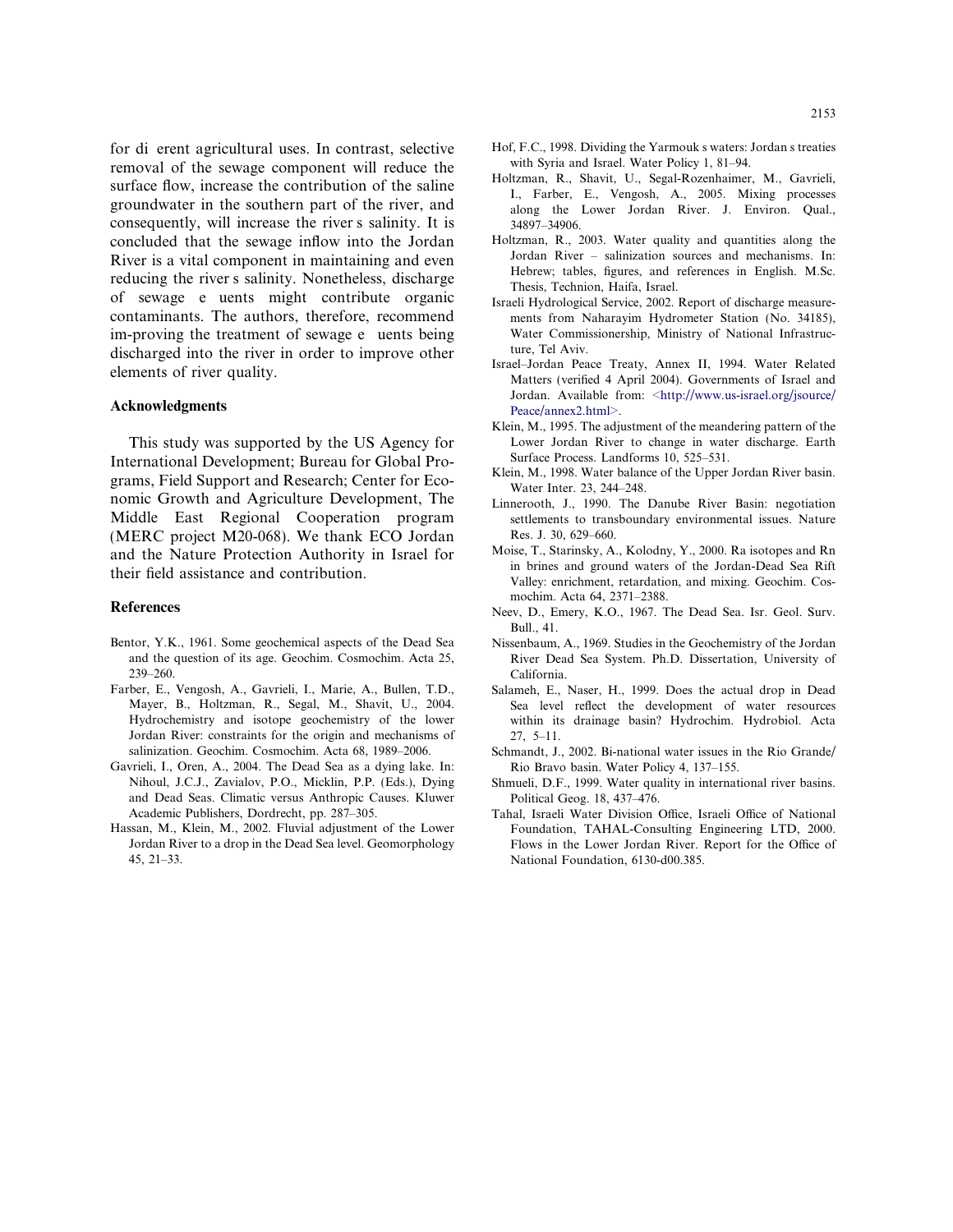for di erent agricultural uses. In contrast, selective removal of the sewage component will reduce the surface flow, increase the contribution of the saline groundwater in the southern part of the river, and consequently, will increase the river s salinity. It is concluded that the sewage inflow into the Jordan River is a vital component in maintaining and even reducing the river s salinity. Nonetheless, discharge of sewage e uents might contribute organic contaminants. The authors, therefore, recommend im-proving the treatment of sewage e uents being discharged into the river in order to improve other elements of river quality.

## Acknowledgments

This study was supported by the US Agency for International Development; Bureau for Global Programs, Field Support and Research; Center for Economic Growth and Agriculture Development, The Middle East Regional Cooperation program (MERC project M20-068). We thank ECO Jordan and the Nature Protection Authority in Israel for their field assistance and contribution.

## References

Bentor, Y.K., 1961. Some geochemical aspects of the Dead Sea and the question of its age. Geochim. Cosmochim. Acta 25, 239–260.

Farber, E., Vengosh, A., Gavrieli, I., Marie, A., Bullen, T.D., Mayer, B., Holtzman, R., Segal, M., Shavit, U., 2004. Hydrochemistry and isotope geochemistry of the lower Jordan River: constraints for the origin and mechanisms of salinization. Geochim. Cosmochim. Acta 68, 1989–2006.

Gavrieli, I., Oren, A., 2004. The Dead Sea as a dying lake. In: Nihoul, J.C.J., Zavialov, P.O., Micklin, P.P. (Eds.), Dying and Dead Seas. Climatic versus Anthropic Causes. Kluwer Academic Publishers, Dordrecht, pp. 287–305.

Hassan, M., Klein, M., 2002. Fluvial adjustment of the Lower Jordan River to a drop in the Dead Sea level. Geomorphology 45, 21–33.

Hof, F.C., 1998. Dividing the Yarmouk s waters: Jordan s treaties with Syria and Israel. Water Policy 1, 81–94.

Holtzman, R., Shavit, U., Segal-Rozenhaimer, M., Gavrieli, I., Farber, E., Vengosh, A., 2005. Mixing processes along the Lower Jordan River. J. Environ. Qual., 34897–34906.

Holtzman, R., 2003. Water quality and quantities along the Jordan River – salinization sources and mechanisms. In: Hebrew; tables, figures, and references in English. M.Sc. Thesis, Technion, Haifa, Israel.

Israeli Hydrological Service, 2002. Report of discharge measurements from Naharayim Hydrometer Station (No. 34185), Water Commissionership, Ministry of National Infrastructure, Tel Aviv.

Israel–Jordan Peace Treaty, Annex II, 1994. Water Related Matters (verified 4 April 2004). Governments of Israel and Jordan. Available from: <http://www.us-israel.org/jsource/Peace/annex2.html>.

Klein, M., 1995. The adjustment of the meandering pattern of the Lower Jordan River to change in water discharge. Earth Surface Process. Landforms 10, 525–531.

Klein, M., 1998. Water balance of the Upper Jordan River basin. Water Inter. 23, 244–248.

Linnerooth, J., 1990. The Danube River Basin: negotiation settlements to transboundary environmental issues. Nature Res. J. 30, 629–660.

Moise, T., Starinsky, A., Kolodny, Y., 2000. Ra isotopes and Rn in brines and ground waters of the Jordan-Dead Sea Rift Valley: enrichment, retardation, and mixing. Geochim. Cosmochim. Acta 64, 2371–2388.

Neev, D., Emery, K.O., 1967. The Dead Sea. Isr. Geol. Surv. Bull., 41.

Nissenbaum, A., 1969. Studies in the Geochemistry of the Jordan River Dead Sea System. Ph.D. Dissertation, University of California.

Salameh, E., Naser, H., 1999. Does the actual drop in Dead Sea level reflect the development of water resources within its drainage basin? Hydrochim. Hydrobiol. Acta 27, 5–11.

Schmandt, J., 2002. Bi-national water issues in the Rio Grande/Rio Bravo basin. Water Policy 4, 137–155.

Shmueli, D.F., 1999. Water quality in international river basins. Political Geog. 18, 437–476.

Tahal, Israeli Water Division Office, Israeli Office of National Foundation, TAHAL-Consulting Engineering LTD, 2000. Flows in the Lower Jordan River. Report for the Office of National Foundation, 6130-d00.385.